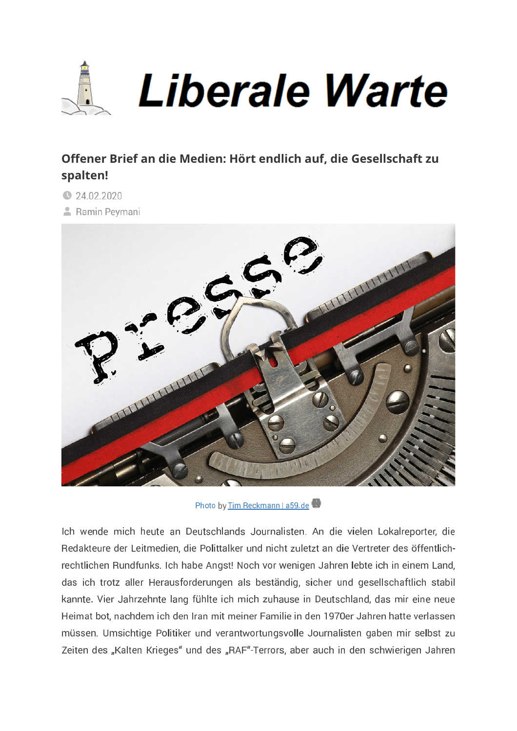# Liberale Warte

## Offener Brief an die Medien: Hört endlich auf, die Gesellschaft zu spalten!

24.02.2020

Ramin Peymani

Photo by Tim Reckmann | a59.de

Ich wende mich heute an Deutschlands Journalisten. An die vielen Lokalreporter, die Redakteure der Leitmedien, die Polittalker und nicht zuletzt an die Vertreter des öffentlich-rechtlichen Rundfunks. Ich habe Angst! Noch vor wenigen Jahren lebte ich in einem Land, das ich trotz aller Herausforderungen als beständig, sicher und gesellschaftlich stabil kannte. Vier Jahrzehnte lang fühlte ich mich zuhause in Deutschland, das mir eine neue Heimat bot, nachdem ich den Iran mit meiner Familie in den 1970er Jahren hatte verlassen müssen. Umsichtige Politiker und verantwortungsvolle Journalisten gaben mir selbst zu Zeiten des „Kalten Krieges" und des „RAF"-Terrors, aber auch in den schwierigen Jahren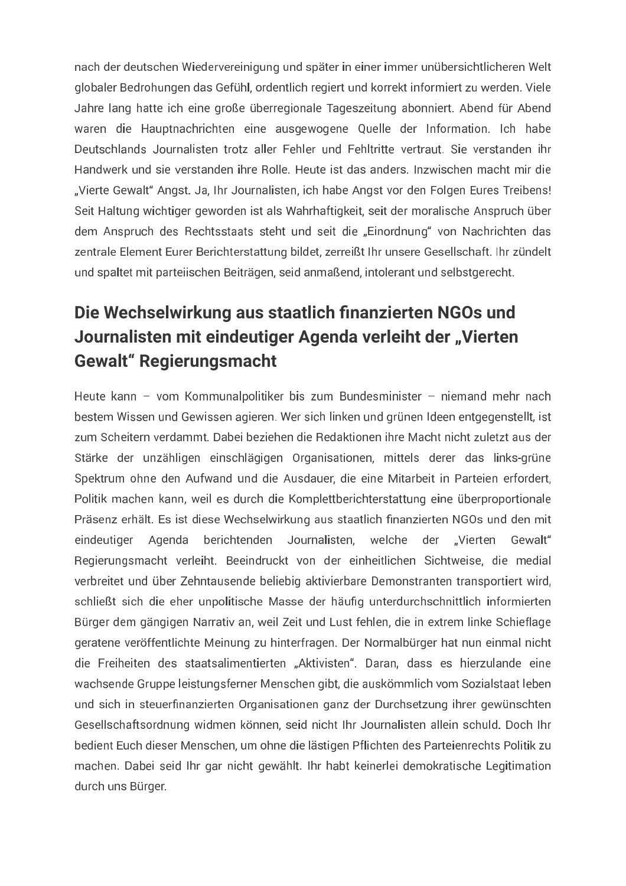nach der deutschen Wiedervereinigung und später in einer immer unübersichtlicheren Welt globaler Bedrohungen das Gefühl, ordentlich regiert und korrekt informiert zu werden. Viele Jahre lang hatte ich eine große überregionale Tageszeitung abonniert. Abend für Abend waren die Hauptnachrichten eine ausgewogene Quelle der Information. Ich habe Deutschlands Journalisten trotz aller Fehler und Fehltritte vertraut. Sie verstanden ihr Handwerk und sie verstanden ihre Rolle. Heute ist das anders. Inzwischen macht mir die „Vierte Gewalt" Angst. Ja, Ihr Journalisten, ich habe Angst vor den Folgen Eures Treibens! Seit Haltung wichtiger geworden ist als Wahrhaftigkeit, seit der moralische Anspruch über dem Anspruch des Rechtsstaats steht und seit die „Einordnung" von Nachrichten das zentrale Element Eurer Berichterstattung bildet, zerreißt Ihr unsere Gesellschaft. Ihr zündelt und spaltet mit parteiischen Beiträgen, seid anmaßend, intolerant und selbstgerecht.

## Die Wechselwirkung aus staatlich finanzierten NGOs und Journalisten mit eindeutiger Agenda verleiht der „Vierten Gewalt" Regierungsmacht

Heute kann – vom Kommunalpolitiker bis zum Bundesminister – niemand mehr nach bestem Wissen und Gewissen agieren. Wer sich linken und grünen Ideen entgegenstellt, ist zum Scheitern verdammt. Dabei beziehen die Redaktionen ihre Macht nicht zuletzt aus der Stärke der unzähligen einschlägigen Organisationen, mittels derer das links-grüne Spektrum ohne den Aufwand und die Ausdauer, die eine Mitarbeit in Parteien erfordert, Politik machen kann, weil es durch die Komplettberichterstattung eine überproportionale Präsenz erhält. Es ist diese Wechselwirkung aus staatlich finanzierten NGOs und den mit eindeutiger Agenda berichtenden Journalisten, welche der „Vierten Gewalt" Regierungsmacht verleiht. Beeindruckt von der einheitlichen Sichtweise, die medial verbreitet und über Zehntausende beliebig aktivierbare Demonstranten transportiert wird, schließt sich die eher unpolitische Masse der häufig unterdurchschnittlich informierten Bürger dem gängigen Narrativ an, weil Zeit und Lust fehlen, die in extrem linke Schieflage geratene veröffentlichte Meinung zu hinterfragen. Der Normalbürger hat nun einmal nicht die Freiheiten des staatsalimentierten „Aktivisten". Daran, dass es hierzulande eine wachsende Gruppe leistungsferner Menschen gibt, die auskömmlich vom Sozialstaat leben und sich in steuerfinanzierten Organisationen ganz der Durchsetzung ihrer gewünschten Gesellschaftsordnung widmen können, seid nicht Ihr Journalisten allein schuld. Doch Ihr bedient Euch dieser Menschen, um ohne die lästigen Pflichten des Parteienrechts Politik zu machen. Dabei seid Ihr gar nicht gewählt. Ihr habt keinerlei demokratische Legitimation durch uns Bürger.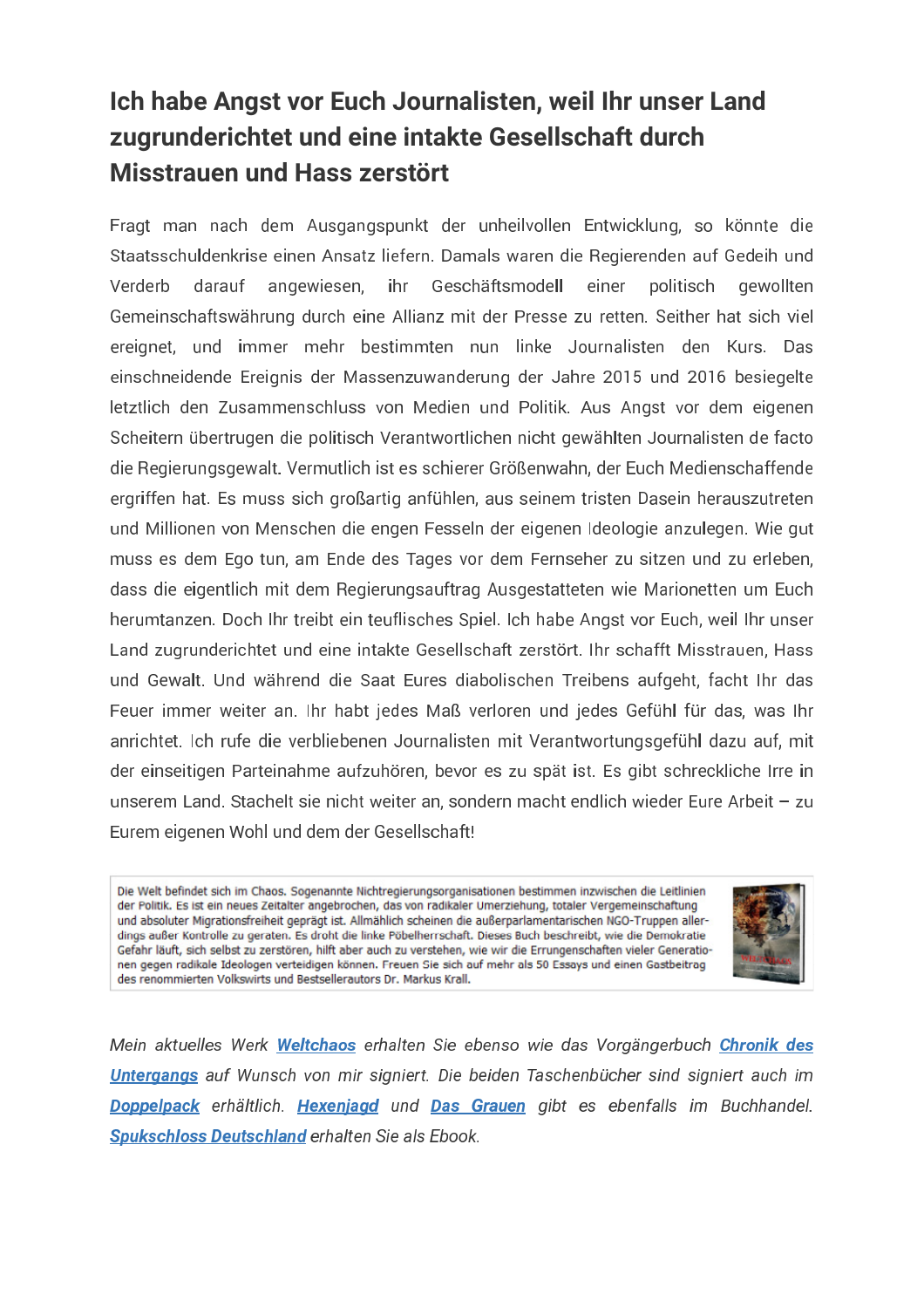## Ich habe Angst vor Euch Journalisten, weil Ihr unser Land zugrunderichtet und eine intakte Gesellschaft durch Misstrauen und Hass zerstört

Fragt man nach dem Ausgangspunkt der unheilvollen Entwicklung, so könnte die Staatsschuldenkrise einen Ansatz liefern. Damals waren die Regierenden auf Gedeih und Verderb darauf angewiesen, ihr Geschäftsmodell einer politisch gewollten Gemeinschaftswährung durch eine Allianz mit der Presse zu retten. Seither hat sich viel ereignet, und immer mehr bestimmten nun linke Journalisten den Kurs. Das einschneidende Ereignis der Massenzuwanderung der Jahre 2015 und 2016 besiegelte letztlich den Zusammenschluss von Medien und Politik. Aus Angst vor dem eigenen Scheitern übertrugen die politisch Verantwortlichen nicht gewählten Journalisten de facto die Regierungsgewalt. Vermutlich ist es schierer Größenwahn, der Euch Medienschaffende ergriffen hat. Es muss sich großartig anfühlen, aus seinem tristen Dasein herauszutreten und Millionen von Menschen die engen Fesseln der eigenen Ideologie anzulegen. Wie gut muss es dem Ego tun, am Ende des Tages vor dem Fernseher zu sitzen und zu erleben, dass die eigentlich mit dem Regierungsauftrag Ausgestatteten wie Marionetten um Euch herumtanzen. Doch Ihr treibt ein teuflisches Spiel. Ich habe Angst vor Euch, weil Ihr unser Land zugrunderichtet und eine intakte Gesellschaft zerstört. Ihr schafft Misstrauen, Hass und Gewalt. Und während die Saat Eures diabolischen Treibens aufgeht, facht Ihr das Feuer immer weiter an. Ihr habt jedes Maß verloren und jedes Gefühl für das, was Ihr anrichtet. Ich rufe die verbliebenen Journalisten mit Verantwortungsgefühl dazu auf, mit der einseitigen Parteinahme aufzuhören, bevor es zu spät ist. Es gibt schreckliche Irre in unserem Land. Stachelt sie nicht weiter an, sondern macht endlich wieder Eure Arbeit – zu Eurem eigenen Wohl und dem der Gesellschaft!

Die Welt befindet sich im Chaos. Sogenannte Nichtregierungsorganisationen bestimmen inzwischen die Leitlinien der Politik. Es ist ein neues Zeitalter angebrochen, das von radikaler Umerziehung, totaler Vergemeinschaftung und absoluter Migrationsfreiheit geprägt ist. Allmählich scheinen die außerparlamentarischen NGO-Truppen allerdings außer Kontrolle zu geraten. Es droht die linke Pöbelherrschaft. Dieses Buch beschreibt, wie die Demokratie Gefahr läuft, sich selbst zu zerstören, hilft aber auch zu verstehen, wie wir die Errungenschaften vieler Generationen gegen radikale Ideologen verteidigen können. Freuen Sie sich auf mehr als 50 Essays und einen Gastbeitrag des renommierten Volkswirts und Bestsellerautors Dr. Markus Krall.

*Mein aktuelles Werk* ***Weltchaos*** *erhalten Sie ebenso wie das Vorgängerbuch* ***Chronik des Untergangs*** *auf Wunsch von mir signiert. Die beiden Taschenbücher sind signiert auch im* ***Doppelpack*** *erhältlich.* ***Hexenjagd*** *und* ***Das Grauen*** *gibt es ebenfalls im Buchhandel.* ***Spukschloss Deutschland*** *erhalten Sie als Ebook.*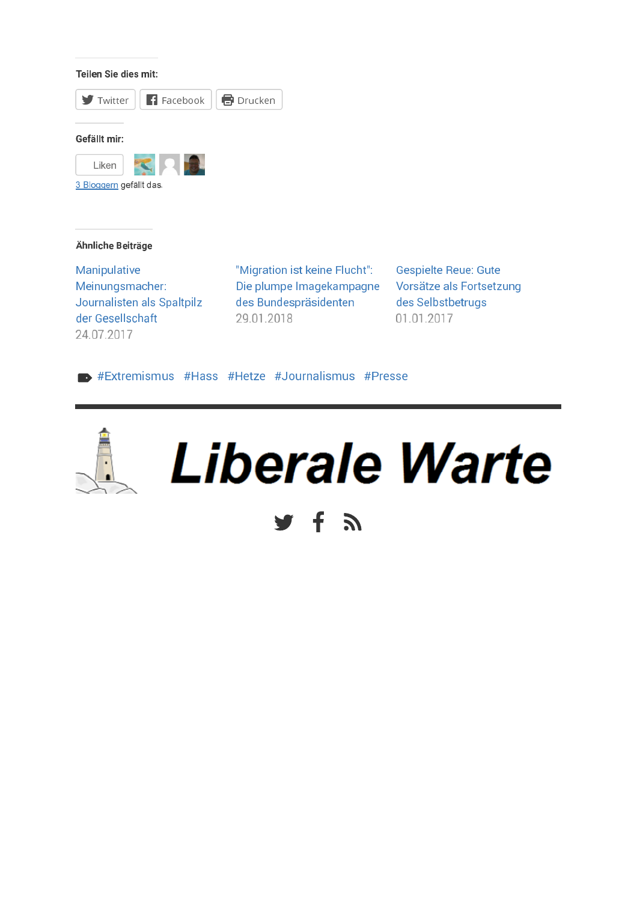**Teilen Sie dies mit:**

Twitter | Facebook | Drucken

**Gefällt mir:**

Liken

3 Bloggern gefällt das.

**Ähnliche Beiträge**

Manipulative Meinungsmacher: Journalisten als Spaltpilz der Gesellschaft
24.07.2017

"Migration ist keine Flucht": Die plumpe Imagekampagne des Bundespräsidenten
29.01.2018

Gespielte Reue: Gute Vorsätze als Fortsetzung des Selbstbetrugs
01.01.2017

#Extremismus #Hass #Hetze #Journalismus #Presse

---

Liberale Warte